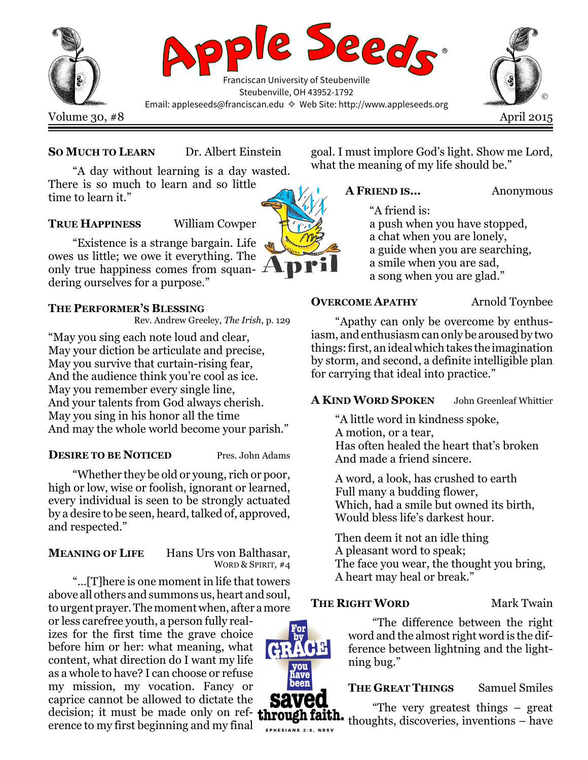# Apple Seeds®

Franciscan University of Steubenville
Steubenville, OH 43952-1792
Email: appleseeds@franciscan.edu ✧ Web Site: http://www.appleseeds.org

Volume 30, #8 — April 2015

**SO MUCH TO LEARN** — Dr. Albert Einstein

"A day without learning is a day wasted. There is so much to learn and so little time to learn it."

**TRUE HAPPINESS** — William Cowper

"Existence is a strange bargain. Life owes us little; we owe it everything. The only true happiness comes from squandering ourselves for a purpose."

**THE PERFORMER'S BLESSING**

Rev. Andrew Greeley, *The Irish*, p. 129

"May you sing each note loud and clear,
May your diction be articulate and precise,
May you survive that curtain-rising fear,
And the audience think you're cool as ice.
May you remember every single line,
And your talents from God always cherish.
May you sing in his honor all the time
And may the whole world become your parish."

**DESIRE TO BE NOTICED** — Pres. John Adams

"Whether they be old or young, rich or poor, high or low, wise or foolish, ignorant or learned, every individual is seen to be strongly actuated by a desire to be seen, heard, talked of, approved, and respected."

**MEANING OF LIFE** — Hans Urs von Balthasar, WORD & SPIRIT, #4

"...[T]here is one moment in life that towers above all others and summons us, heart and soul, to urgent prayer. The moment when, after a more or less carefree youth, a person fully realizes for the first time the grave choice before him or her: what meaning, what content, what direction do I want my life as a whole to have? I can choose or refuse my mission, my vocation. Fancy or caprice cannot be allowed to dictate the decision; it must be made only on reference to my first beginning and my final goal. I must implore God's light. Show me Lord, what the meaning of my life should be."

For by GRACE you have been saved through faith.
EPHESIANS 2:8, NRSV

**A FRIEND IS...** — Anonymous

"A friend is:
a push when you have stopped,
a chat when you are lonely,
a guide when you are searching,
a smile when you are sad,
a song when you are glad."

**OVERCOME APATHY** — Arnold Toynbee

"Apathy can only be overcome by enthusiasm, and enthusiasm can only be aroused by two things: first, an ideal which takes the imagination by storm, and second, a definite intelligible plan for carrying that ideal into practice."

**A KIND WORD SPOKEN** — John Greenleaf Whittier

"A little word in kindness spoke,
A motion, or a tear,
Has often healed the heart that's broken
And made a friend sincere.

A word, a look, has crushed to earth
Full many a budding flower,
Which, had a smile but owned its birth,
Would bless life's darkest hour.

Then deem it not an idle thing
A pleasant word to speak;
The face you wear, the thought you bring,
A heart may heal or break."

**THE RIGHT WORD** — Mark Twain

"The difference between the right word and the almost right word is the difference between lightning and the lightning bug."

**THE GREAT THINGS** — Samuel Smiles

"The very greatest things – great thoughts, discoveries, inventions – have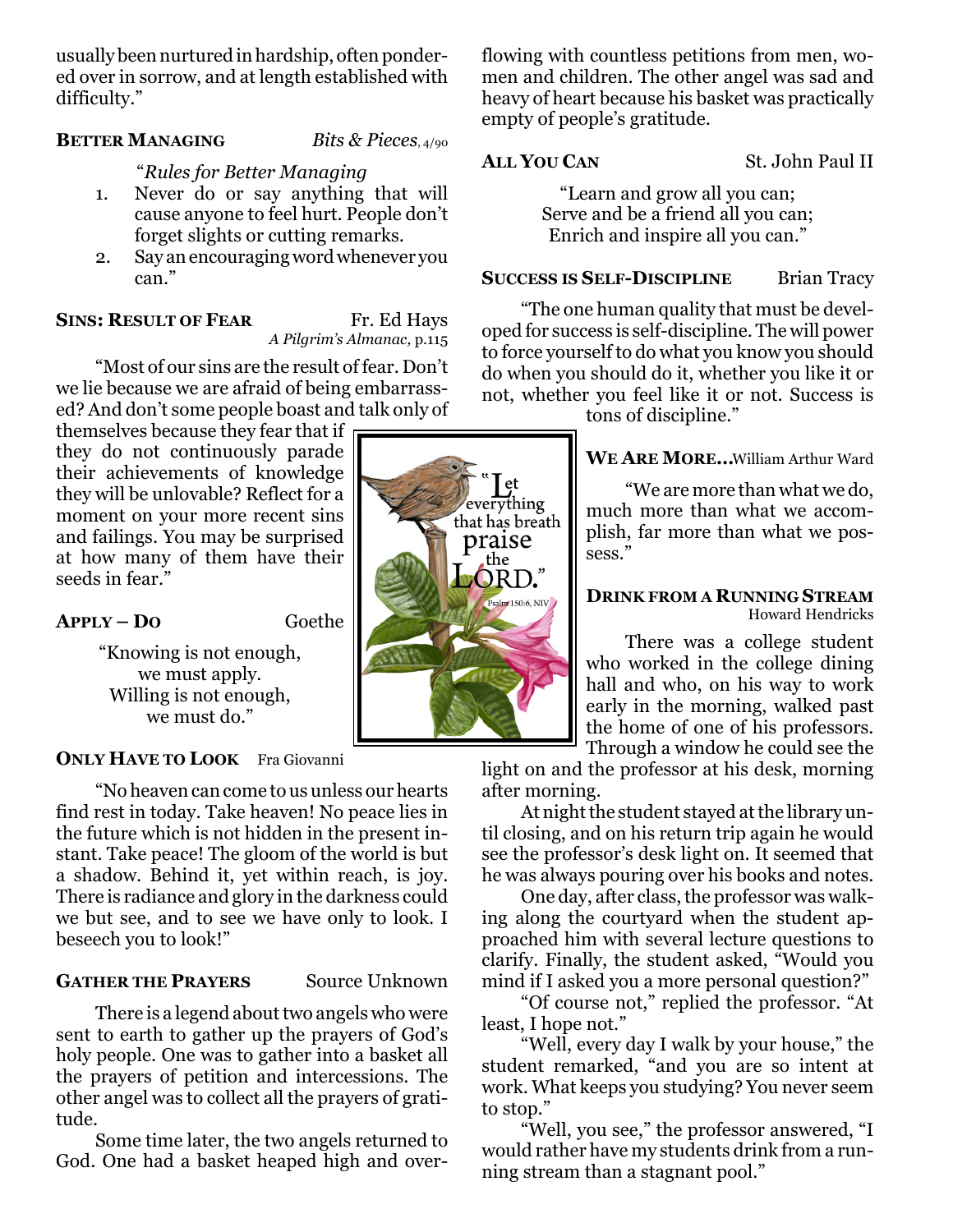usually been nurtured in hardship, often pondered over in sorrow, and at length established with difficulty."

**BETTER MANAGING** — *Bits & Pieces*, 4/90

"*Rules for Better Managing*
1. Never do or say anything that will cause anyone to feel hurt. People don't forget slights or cutting remarks.
2. Say an encouraging word whenever you can."

**SINS: RESULT OF FEAR** — Fr. Ed Hays
*A Pilgrim's Almanac,* p.115

"Most of our sins are the result of fear. Don't we lie because we are afraid of being embarrassed? And don't some people boast and talk only of themselves because they fear that if they do not continuously parade their achievements of knowledge they will be unlovable? Reflect for a moment on your more recent sins and failings. You may be surprised at how many of them have their seeds in fear."

**APPLY – DO** — Goethe

"Knowing is not enough,
we must apply.
Willing is not enough,
we must do."

**ONLY HAVE TO LOOK** — Fra Giovanni

"No heaven can come to us unless our hearts find rest in today. Take heaven! No peace lies in the future which is not hidden in the present instant. Take peace! The gloom of the world is but a shadow. Behind it, yet within reach, is joy. There is radiance and glory in the darkness could we but see, and to see we have only to look. I beseech you to look!"

**GATHER THE PRAYERS** — Source Unknown

There is a legend about two angels who were sent to earth to gather up the prayers of God's holy people. One was to gather into a basket all the prayers of petition and intercessions. The other angel was to collect all the prayers of gratitude.

Some time later, the two angels returned to God. One had a basket heaped high and overflowing with countless petitions from men, women and children. The other angel was sad and heavy of heart because his basket was practically empty of people's gratitude.

**ALL YOU CAN** — St. John Paul II

"Learn and grow all you can;
Serve and be a friend all you can;
Enrich and inspire all you can."

**SUCCESS IS SELF-DISCIPLINE** — Brian Tracy

"The one human quality that must be developed for success is self-discipline. The will power to force yourself to do what you know you should do when you should do it, whether you like it or not, whether you feel like it or not. Success is tons of discipline."

"Let everything that has breath praise the LORD." Psalm 150:6, NIV

**WE ARE MORE...** — William Arthur Ward

"We are more than what we do, much more than what we accomplish, far more than what we possess."

**DRINK FROM A RUNNING STREAM** — Howard Hendricks

There was a college student who worked in the college dining hall and who, on his way to work early in the morning, walked past the home of one of his professors. Through a window he could see the light on and the professor at his desk, morning after morning.

At night the student stayed at the library until closing, and on his return trip again he would see the professor's desk light on. It seemed that he was always pouring over his books and notes.

One day, after class, the professor was walking along the courtyard when the student approached him with several lecture questions to clarify. Finally, the student asked, "Would you mind if I asked you a more personal question?"

"Of course not," replied the professor. "At least, I hope not."

"Well, every day I walk by your house," the student remarked, "and you are so intent at work. What keeps you studying? You never seem to stop."

"Well, you see," the professor answered, "I would rather have my students drink from a running stream than a stagnant pool."